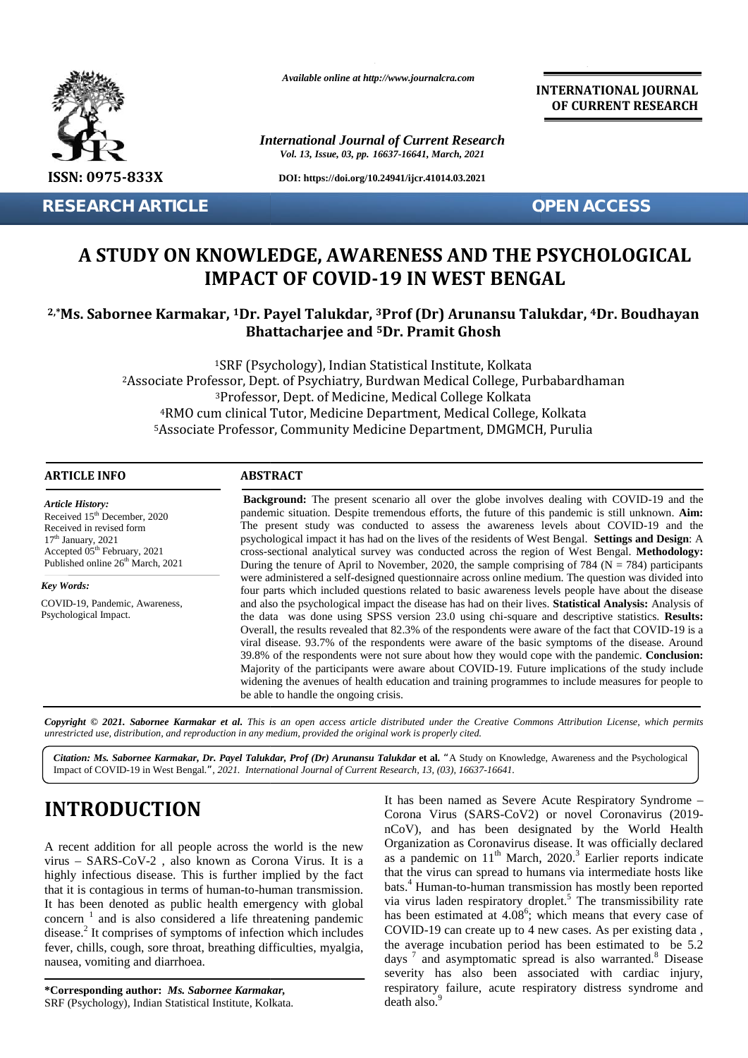*Available online at http://www.journalcra.com*

**INTERNATIONAL JOURNAL OF CURRENT RESEARCH**

*International Journal of Current Research*
*Vol. 13, Issue, 03, pp. 16637-16641, March, 2021*

**ISSN: 0975-833X**

DOI: https://doi.org/10.24941/ijcr.41014.03.2021

**RESEARCH ARTICLE** **OPEN ACCESS**

# A STUDY ON KNOWLEDGE, AWARENESS AND THE PSYCHOLOGICAL IMPACT OF COVID-19 IN WEST BENGAL

**[2,*]Ms. Sabornee Karmakar, [1]Dr. Payel Talukdar, [3]Prof (Dr) Arunansu Talukdar, [4]Dr. Boudhayan Bhattacharjee and [5]Dr. Pramit Ghosh**

[1]SRF (Psychology), Indian Statistical Institute, Kolkata
[2]Associate Professor, Dept. of Psychiatry, Burdwan Medical College, Purbabardhaman
[3]Professor, Dept. of Medicine, Medical College Kolkata
[4]RMO cum clinical Tutor, Medicine Department, Medical College, Kolkata
[5]Associate Professor, Community Medicine Department, DMGMCH, Purulia

## ARTICLE INFO

*Article History:*
Received 15th December, 2020
Received in revised form
17th January, 2021
Accepted 05th February, 2021
Published online 26th March, 2021

*Key Words:*
COVID-19, Pandemic, Awareness, Psychological Impact.

## ABSTRACT

**Background:** The present scenario all over the globe involves dealing with COVID-19 and the pandemic situation. Despite tremendous efforts, the future of this pandemic is still unknown. **Aim:** The present study was conducted to assess the awareness levels about COVID-19 and the psychological impact it has had on the lives of the residents of West Bengal. **Settings and Design**: A cross-sectional analytical survey was conducted across the region of West Bengal. **Methodology:** During the tenure of April to November, 2020, the sample comprising of 784 (N = 784) participants were administered a self-designed questionnaire across online medium. The question was divided into four parts which included questions related to basic awareness levels people have about the disease and also the psychological impact the disease has had on their lives. **Statistical Analysis:** Analysis of the data was done using SPSS version 23.0 using chi-square and descriptive statistics. **Results:** Overall, the results revealed that 82.3% of the respondents were aware of the fact that COVID-19 is a viral disease. 93.7% of the respondents were aware of the basic symptoms of the disease. Around 39.8% of the respondents were not sure about how they would cope with the pandemic. **Conclusion:** Majority of the participants were aware about COVID-19. Future implications of the study include widening the avenues of health education and training programmes to include measures for people to be able to handle the ongoing crisis.

***Copyright © 2021. Sabornee Karmakar et al.*** *This is an open access article distributed under the Creative Commons Attribution License, which permits unrestricted use, distribution, and reproduction in any medium, provided the original work is properly cited.*

***Citation: Ms. Sabornee Karmakar, Dr. Payel Talukdar, Prof (Dr) Arunansu Talukdar* et al.** "A Study on Knowledge, Awareness and the Psychological Impact of COVID-19 in West Bengal.", *2021. International Journal of Current Research, 13, (03), 16637-16641.*

# INTRODUCTION

A recent addition for all people across the world is the new virus – SARS-CoV-2 , also known as Corona Virus. It is a highly infectious disease. This is further implied by the fact that it is contagious in terms of human-to-human transmission. It has been denoted as public health emergency with global concern [1] and is also considered a life threatening pandemic disease.[2] It comprises of symptoms of infection which includes fever, chills, cough, sore throat, breathing difficulties, myalgia, nausea, vomiting and diarrhoea.

It has been named as Severe Acute Respiratory Syndrome – Corona Virus (SARS-CoV2) or novel Coronavirus (2019-nCoV), and has been designated by the World Health Organization as Coronavirus disease. It was officially declared as a pandemic on 11th March, 2020.[3] Earlier reports indicate that the virus can spread to humans via intermediate hosts like bats.[4] Human-to-human transmission has mostly been reported via virus laden respiratory droplet.[5] The transmissibility rate has been estimated at 4.08[6]; which means that every case of COVID-19 can create up to 4 new cases. As per existing data , the average incubation period has been estimated to be 5.2 days [7] and asymptomatic spread is also warranted.[8] Disease severity has also been associated with cardiac injury, respiratory failure, acute respiratory distress syndrome and death also.[9]

***Corresponding author:** *Ms. Sabornee Karmakar,*
SRF (Psychology), Indian Statistical Institute, Kolkata.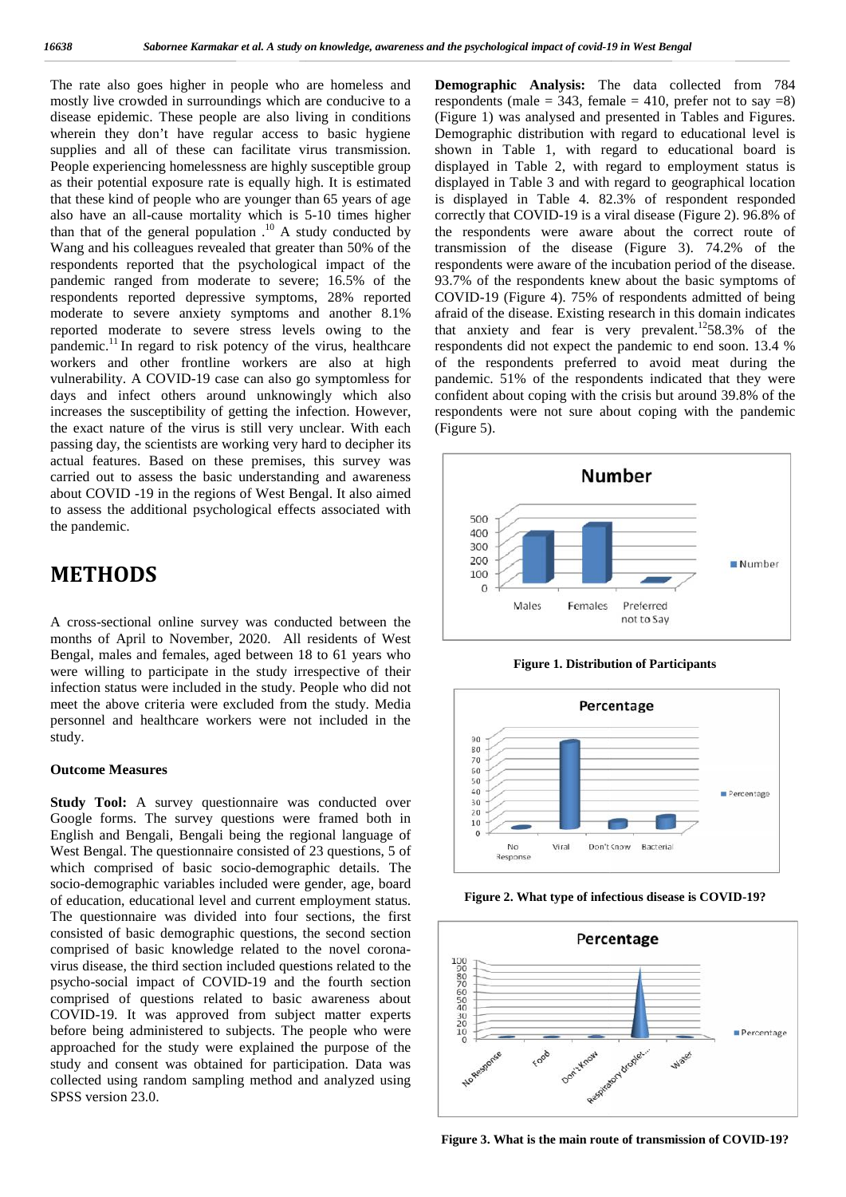The rate also goes higher in people who are homeless and mostly live crowded in surroundings which are conducive to a disease epidemic. These people are also living in conditions wherein they don't have regular access to basic hygiene supplies and all of these can facilitate virus transmission. People experiencing homelessness are highly susceptible group as their potential exposure rate is equally high. It is estimated that these kind of people who are younger than 65 years of age also have an all-cause mortality which is 5-10 times higher than that of the general population .[10] A study conducted by Wang and his colleagues revealed that greater than 50% of the respondents reported that the psychological impact of the pandemic ranged from moderate to severe; 16.5% of the respondents reported depressive symptoms, 28% reported moderate to severe anxiety symptoms and another 8.1% reported moderate to severe stress levels owing to the pandemic.[11] In regard to risk potency of the virus, healthcare workers and other frontline workers are also at high vulnerability. A COVID-19 case can also go symptomless for days and infect others around unknowingly which also increases the susceptibility of getting the infection. However, the exact nature of the virus is still very unclear. With each passing day, the scientists are working very hard to decipher its actual features. Based on these premises, this survey was carried out to assess the basic understanding and awareness about COVID -19 in the regions of West Bengal. It also aimed to assess the additional psychological effects associated with the pandemic.

# METHODS

A cross-sectional online survey was conducted between the months of April to November, 2020. All residents of West Bengal, males and females, aged between 18 to 61 years who were willing to participate in the study irrespective of their infection status were included in the study. People who did not meet the above criteria were excluded from the study. Media personnel and healthcare workers were not included in the study.

### Outcome Measures

**Study Tool:** A survey questionnaire was conducted over Google forms. The survey questions were framed both in English and Bengali, Bengali being the regional language of West Bengal. The questionnaire consisted of 23 questions, 5 of which comprised of basic socio-demographic details. The socio-demographic variables included were gender, age, board of education, educational level and current employment status. The questionnaire was divided into four sections, the first consisted of basic demographic questions, the second section comprised of basic knowledge related to the novel corona-virus disease, the third section included questions related to the psycho-social impact of COVID-19 and the fourth section comprised of questions related to basic awareness about COVID-19. It was approved from subject matter experts before being administered to subjects. The people who were approached for the study were explained the purpose of the study and consent was obtained for participation. Data was collected using random sampling method and analyzed using SPSS version 23.0.

**Demographic Analysis:** The data collected from 784 respondents (male = 343, female = 410, prefer not to say =8) (Figure 1) was analysed and presented in Tables and Figures. Demographic distribution with regard to educational level is shown in Table 1, with regard to educational board is displayed in Table 2, with regard to employment status is displayed in Table 3 and with regard to geographical location is displayed in Table 4. 82.3% of respondent responded correctly that COVID-19 is a viral disease (Figure 2). 96.8% of the respondents were aware about the correct route of transmission of the disease (Figure 3). 74.2% of the respondents were aware of the incubation period of the disease. 93.7% of the respondents knew about the basic symptoms of COVID-19 (Figure 4). 75% of respondents admitted of being afraid of the disease. Existing research in this domain indicates that anxiety and fear is very prevalent.[12]58.3% of the respondents did not expect the pandemic to end soon. 13.4 % of the respondents preferred to avoid meat during the pandemic. 51% of the respondents indicated that they were confident about coping with the crisis but around 39.8% of the respondents were not sure about coping with the pandemic (Figure 5).

**Figure 1. Distribution of Participants**

**Figure 2. What type of infectious disease is COVID-19?**

**Figure 3. What is the main route of transmission of COVID-19?**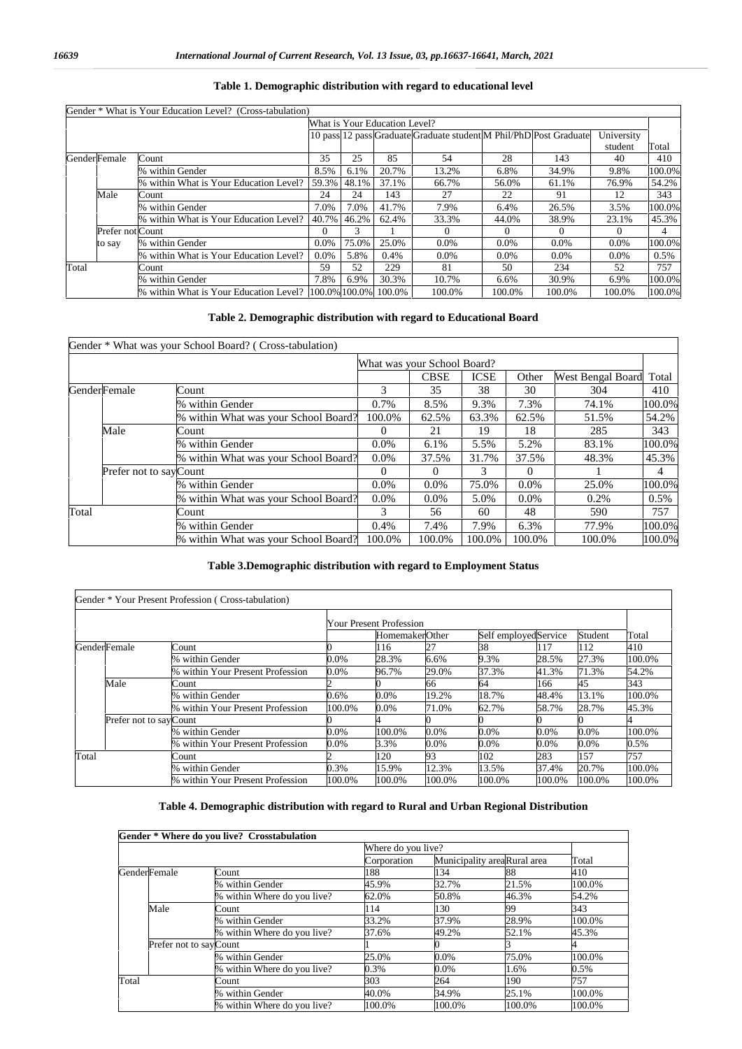**Table 1. Demographic distribution with regard to educational level**

| Gender * What is Your Education Level? (Cross-tabulation) | | | | | | | | | | | |
|---|---|---|---|---|---|---|---|---|---|---|---|
| | | | What is Your Education Level? | | | | | | | | |
| | | | 10 pass | 12 pass | Graduate | Graduate student | M Phil/PhD | Post Graduate | University student | Total |
| Gender | Female | Count | 35 | 25 | 85 | 54 | 28 | 143 | 40 | 410 |
| | | % within Gender | 8.5% | 6.1% | 20.7% | 13.2% | 6.8% | 34.9% | 9.8% | 100.0% |
| | | % within What is Your Education Level? | 59.3% | 48.1% | 37.1% | 66.7% | 56.0% | 61.1% | 76.9% | 54.2% |
| | Male | Count | 24 | 24 | 143 | 27 | 22 | 91 | 12 | 343 |
| | | % within Gender | 7.0% | 7.0% | 41.7% | 7.9% | 6.4% | 26.5% | 3.5% | 100.0% |
| | | % within What is Your Education Level? | 40.7% | 46.2% | 62.4% | 33.3% | 44.0% | 38.9% | 23.1% | 45.3% |
| | Prefer not to say | Count | 0 | 3 | 1 | 0 | 0 | 0 | 0 | 4 |
| | | % within Gender | 0.0% | 75.0% | 25.0% | 0.0% | 0.0% | 0.0% | 0.0% | 100.0% |
| | | % within What is Your Education Level? | 0.0% | 5.8% | 0.4% | 0.0% | 0.0% | 0.0% | 0.0% | 0.5% |
| Total | | Count | 59 | 52 | 229 | 81 | 50 | 234 | 52 | 757 |
| | | % within Gender | 7.8% | 6.9% | 30.3% | 10.7% | 6.6% | 30.9% | 6.9% | 100.0% |
| | | % within What is Your Education Level? | 100.0% | 100.0% | 100.0% | 100.0% | 100.0% | 100.0% | 100.0% | 100.0% |

**Table 2. Demographic distribution with regard to Educational Board**

| Gender * What was your School Board? ( Cross-tabulation) | | | | | | | | |
|---|---|---|---|---|---|---|---|---|
| | | | What was your School Board? | | | | | |
| | | | | CBSE | ICSE | Other | West Bengal Board | Total |
| Gender | Female | Count | 3 | 35 | 38 | 30 | 304 | 410 |
| | | % within Gender | 0.7% | 8.5% | 9.3% | 7.3% | 74.1% | 100.0% |
| | | % within What was your School Board? | 100.0% | 62.5% | 63.3% | 62.5% | 51.5% | 54.2% |
| | Male | Count | 0 | 21 | 19 | 18 | 285 | 343 |
| | | % within Gender | 0.0% | 6.1% | 5.5% | 5.2% | 83.1% | 100.0% |
| | | % within What was your School Board? | 0.0% | 37.5% | 31.7% | 37.5% | 48.3% | 45.3% |
| | Prefer not to say | Count | 0 | 0 | 3 | 0 | 1 | 4 |
| | | % within Gender | 0.0% | 0.0% | 75.0% | 0.0% | 25.0% | 100.0% |
| | | % within What was your School Board? | 0.0% | 0.0% | 5.0% | 0.0% | 0.2% | 0.5% |
| Total | | Count | 3 | 56 | 60 | 48 | 590 | 757 |
| | | % within Gender | 0.4% | 7.4% | 7.9% | 6.3% | 77.9% | 100.0% |
| | | % within What was your School Board? | 100.0% | 100.0% | 100.0% | 100.0% | 100.0% | 100.0% |

**Table 3.Demographic distribution with regard to Employment Status**

| Gender * Your Present Profession ( Cross-tabulation) | | | | | | | | | |
|---|---|---|---|---|---|---|---|---|---|
| | | | Your Present Profession | | | | | | |
| | | | | Homemaker | Other | Self employed | Service | Student | Total |
| Gender | Female | Count | 0 | 116 | 27 | 38 | 117 | 112 | 410 |
| | | % within Gender | 0.0% | 28.3% | 6.6% | 9.3% | 28.5% | 27.3% | 100.0% |
| | | % within Your Present Profession | 0.0% | 96.7% | 29.0% | 37.3% | 41.3% | 71.3% | 54.2% |
| | Male | Count | 2 | 0 | 66 | 64 | 166 | 45 | 343 |
| | | % within Gender | 0.6% | 0.0% | 19.2% | 18.7% | 48.4% | 13.1% | 100.0% |
| | | % within Your Present Profession | 100.0% | 0.0% | 71.0% | 62.7% | 58.7% | 28.7% | 45.3% |
| | Prefer not to say | Count | 0 | 4 | 0 | 0 | 0 | 0 | 4 |
| | | % within Gender | 0.0% | 100.0% | 0.0% | 0.0% | 0.0% | 0.0% | 100.0% |
| | | % within Your Present Profession | 0.0% | 3.3% | 0.0% | 0.0% | 0.0% | 0.0% | 0.5% |
| Total | | Count | 2 | 120 | 93 | 102 | 283 | 157 | 757 |
| | | % within Gender | 0.3% | 15.9% | 12.3% | 13.5% | 37.4% | 20.7% | 100.0% |
| | | % within Your Present Profession | 100.0% | 100.0% | 100.0% | 100.0% | 100.0% | 100.0% | 100.0% |

**Table 4. Demographic distribution with regard to Rural and Urban Regional Distribution**

| **Gender * Where do you live? Crosstabulation** | | | | | | |
|---|---|---|---|---|---|---|
| | | | Where do you live? | | | |
| | | | Corporation | Municipality area | Rural area | Total |
| Gender | Female | Count | 188 | 134 | 88 | 410 |
| | | % within Gender | 45.9% | 32.7% | 21.5% | 100.0% |
| | | % within Where do you live? | 62.0% | 50.8% | 46.3% | 54.2% |
| | Male | Count | 114 | 130 | 99 | 343 |
| | | % within Gender | 33.2% | 37.9% | 28.9% | 100.0% |
| | | % within Where do you live? | 37.6% | 49.2% | 52.1% | 45.3% |
| | Prefer not to say | Count | 1 | 0 | 3 | 4 |
| | | % within Gender | 25.0% | 0.0% | 75.0% | 100.0% |
| | | % within Where do you live? | 0.3% | 0.0% | 1.6% | 0.5% |
| Total | | Count | 303 | 264 | 190 | 757 |
| | | % within Gender | 40.0% | 34.9% | 25.1% | 100.0% |
| | | % within Where do you live? | 100.0% | 100.0% | 100.0% | 100.0% |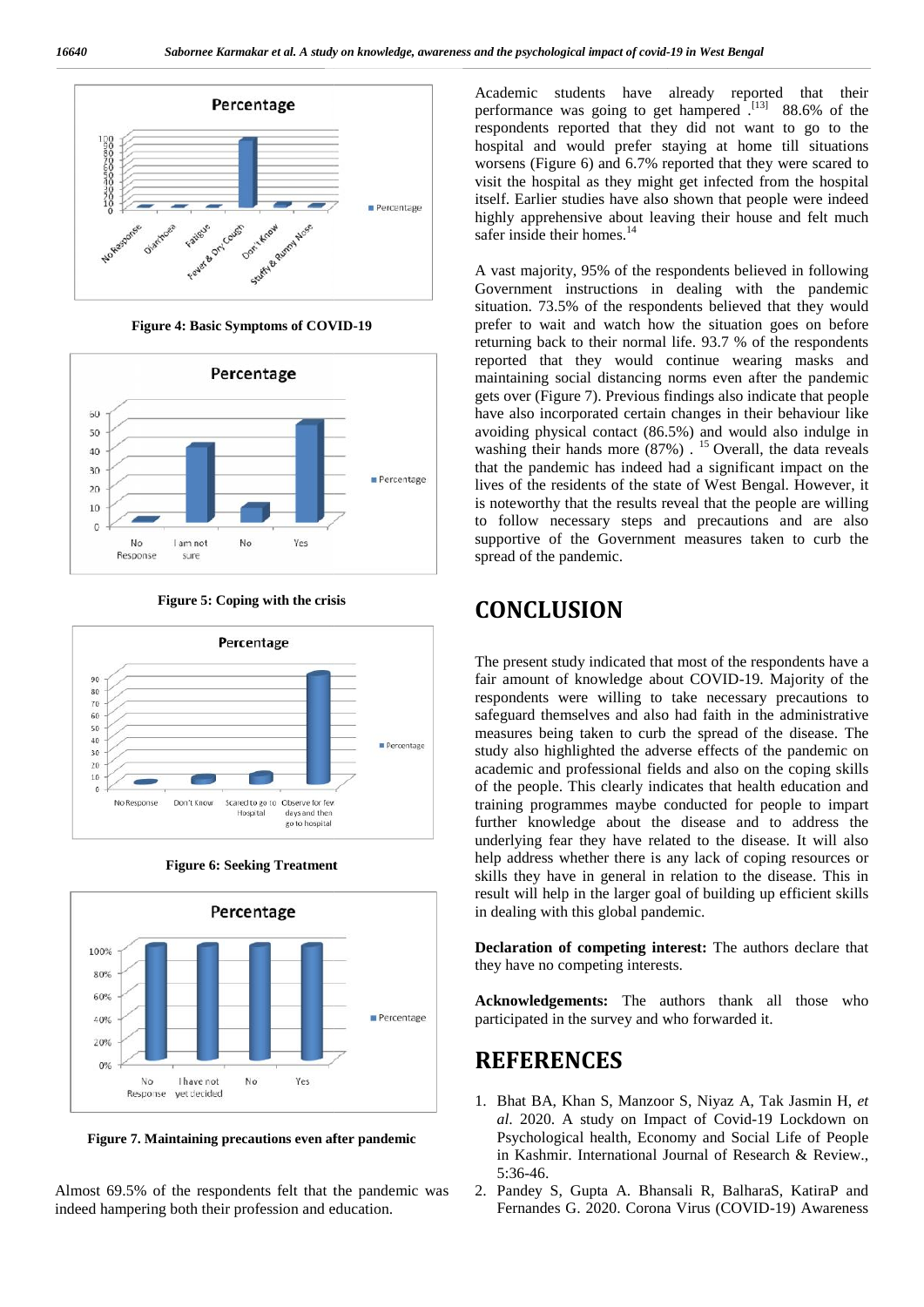Figure 4: Basic Symptoms of COVID-19

Figure 5: Coping with the crisis

Figure 6: Seeking Treatment

Figure 7. Maintaining precautions even after pandemic

Almost 69.5% of the respondents felt that the pandemic was indeed hampering both their profession and education.

Academic students have already reported that their performance was going to get hampered .[13] 88.6% of the respondents reported that they did not want to go to the hospital and would prefer staying at home till situations worsens (Figure 6) and 6.7% reported that they were scared to visit the hospital as they might get infected from the hospital itself. Earlier studies have also shown that people were indeed highly apprehensive about leaving their house and felt much safer inside their homes.[14]

A vast majority, 95% of the respondents believed in following Government instructions in dealing with the pandemic situation. 73.5% of the respondents believed that they would prefer to wait and watch how the situation goes on before returning back to their normal life. 93.7 % of the respondents reported that they would continue wearing masks and maintaining social distancing norms even after the pandemic gets over (Figure 7). Previous findings also indicate that people have also incorporated certain changes in their behaviour like avoiding physical contact (86.5%) and would also indulge in washing their hands more (87%) . [15] Overall, the data reveals that the pandemic has indeed had a significant impact on the lives of the residents of the state of West Bengal. However, it is noteworthy that the results reveal that the people are willing to follow necessary steps and precautions and are also supportive of the Government measures taken to curb the spread of the pandemic.

## CONCLUSION

The present study indicated that most of the respondents have a fair amount of knowledge about COVID-19. Majority of the respondents were willing to take necessary precautions to safeguard themselves and also had faith in the administrative measures being taken to curb the spread of the disease. The study also highlighted the adverse effects of the pandemic on academic and professional fields and also on the coping skills of the people. This clearly indicates that health education and training programmes maybe conducted for people to impart further knowledge about the disease and to address the underlying fear they have related to the disease. It will also help address whether there is any lack of coping resources or skills they have in general in relation to the disease. This in result will help in the larger goal of building up efficient skills in dealing with this global pandemic.

**Declaration of competing interest:** The authors declare that they have no competing interests.

**Acknowledgements:** The authors thank all those who participated in the survey and who forwarded it.

## REFERENCES

1. Bhat BA, Khan S, Manzoor S, Niyaz A, Tak Jasmin H, *et al*. 2020. A study on Impact of Covid-19 Lockdown on Psychological health, Economy and Social Life of People in Kashmir. International Journal of Research & Review., 5:36-46.
2. Pandey S, Gupta A. Bhansali R, BalharaS, KatiraP and Fernandes G. 2020. Corona Virus (COVID-19) Awareness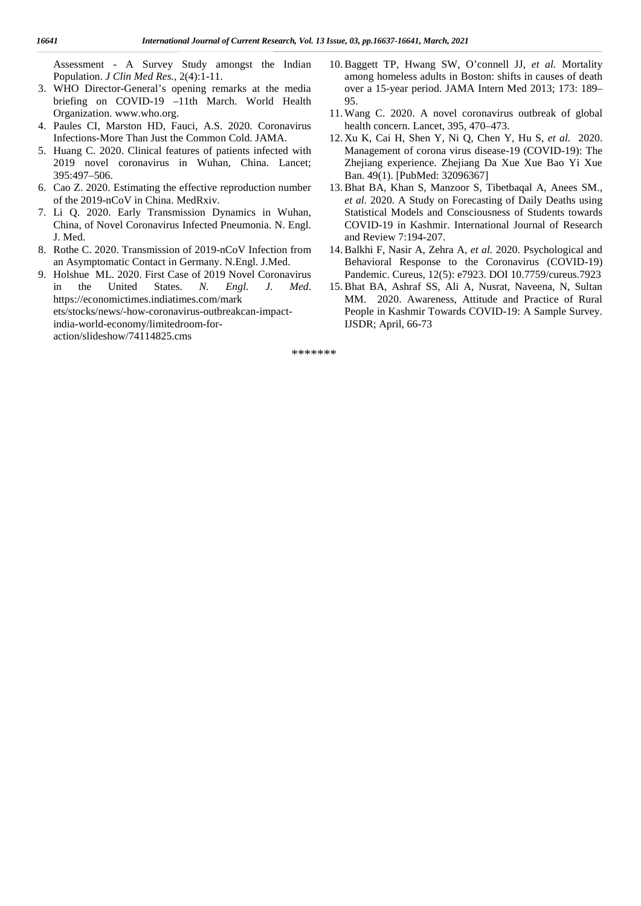Assessment - A Survey Study amongst the Indian Population. *J Clin Med Res.,* 2(4):1-11.

3. WHO Director-General's opening remarks at the media briefing on COVID-19 –11th March. World Health Organization. www.who.org.
4. Paules CI, Marston HD, Fauci, A.S. 2020. Coronavirus Infections-More Than Just the Common Cold. JAMA.
5. Huang C. 2020. Clinical features of patients infected with 2019 novel coronavirus in Wuhan, China. Lancet; 395:497–506.
6. Cao Z. 2020. Estimating the effective reproduction number of the 2019-nCoV in China. MedRxiv.
7. Li Q. 2020. Early Transmission Dynamics in Wuhan, China, of Novel Coronavirus Infected Pneumonia. N. Engl. J. Med.
8. Rothe C. 2020. Transmission of 2019-nCoV Infection from an Asymptomatic Contact in Germany. N.Engl. J.Med.
9. Holshue ML. 2020. First Case of 2019 Novel Coronavirus in the United States. *N. Engl. J. Med*. https://economictimes.indiatimes.com/markets/stocks/news/-how-coronavirus-outbreakcan-impact-india-world-economy/limitedroom-for-action/slideshow/74114825.cms
10. Baggett TP, Hwang SW, O'connell JJ, *et al.* Mortality among homeless adults in Boston: shifts in causes of death over a 15-year period. JAMA Intern Med 2013; 173: 189–95.
11. Wang C. 2020. A novel coronavirus outbreak of global health concern. Lancet, 395, 470–473.
12. Xu K, Cai H, Shen Y, Ni Q, Chen Y, Hu S, *et al.* 2020. Management of corona virus disease-19 (COVID-19): The Zhejiang experience. Zhejiang Da Xue Xue Bao Yi Xue Ban. 49(1). [PubMed: 32096367]
13. Bhat BA, Khan S, Manzoor S, Tibetbaqal A, Anees SM., *et al.* 2020. A Study on Forecasting of Daily Deaths using Statistical Models and Consciousness of Students towards COVID-19 in Kashmir. International Journal of Research and Review 7:194-207.
14. Balkhi F, Nasir A, Zehra A, *et al.* 2020. Psychological and Behavioral Response to the Coronavirus (COVID-19) Pandemic. Cureus, 12(5): e7923. DOI 10.7759/cureus.7923
15. Bhat BA, Ashraf SS, Ali A, Nusrat, Naveena, N, Sultan MM. 2020. Awareness, Attitude and Practice of Rural People in Kashmir Towards COVID-19: A Sample Survey. IJSDR; April, 66-73

*******